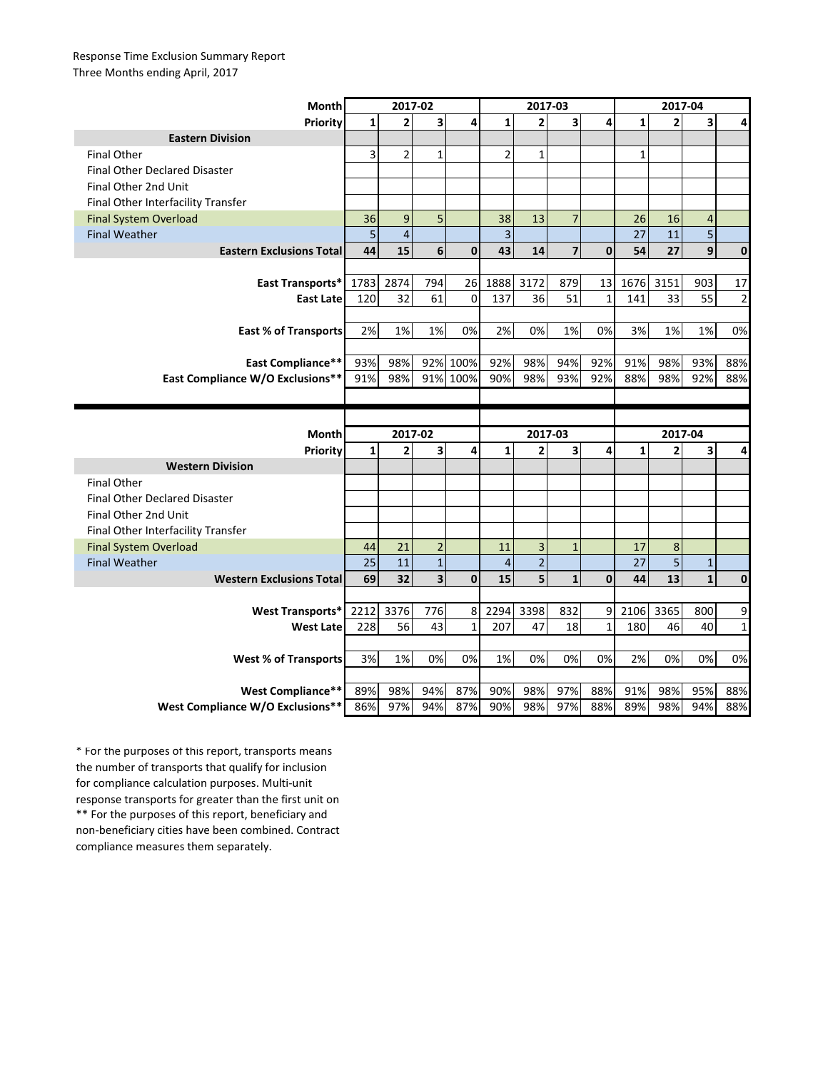Response Time Exclusion Summary Report
Three Months ending April, 2017

| Month | 2017-02 | | | | 2017-03 | | | | 2017-04 | | | |
|---|---|---|---|---|---|---|---|---|---|---|---|---|
| Priority | 1 | 2 | 3 | 4 | 1 | 2 | 3 | 4 | 1 | 2 | 3 | 4 |
| **Eastern Division** | | | | | | | | | | | | |
| Final Other | 3 | 2 | 1 | | 2 | 1 | | | 1 | | | |
| Final Other Declared Disaster | | | | | | | | | | | | |
| Final Other 2nd Unit | | | | | | | | | | | | |
| Final Other Interfacility Transfer | | | | | | | | | | | | |
| Final System Overload | 36 | 9 | 5 | | 38 | 13 | 7 | | 26 | 16 | 4 | |
| Final Weather | 5 | 4 | | | 3 | | | | 27 | 11 | 5 | |
| **Eastern Exclusions Total** | **44** | **15** | **6** | **0** | **43** | **14** | **7** | **0** | **54** | **27** | **9** | **0** |
| | | | | | | | | | | | | |
| **East Transports*** | 1783 | 2874 | 794 | 26 | 1888 | 3172 | 879 | 13 | 1676 | 3151 | 903 | 17 |
| **East Late** | 120 | 32 | 61 | 0 | 137 | 36 | 51 | 1 | 141 | 33 | 55 | 2 |
| | | | | | | | | | | | | |
| **East % of Transports** | 2% | 1% | 1% | 0% | 2% | 0% | 1% | 0% | 3% | 1% | 1% | 0% |
| | | | | | | | | | | | | |
| **East Compliance**** | 93% | 98% | 92% | 100% | 92% | 98% | 94% | 92% | 91% | 98% | 93% | 88% |
| **East Compliance W/O Exclusions**** | 91% | 98% | 91% | 100% | 90% | 98% | 93% | 92% | 88% | 98% | 92% | 88% |

| Month | 2017-02 | | | | 2017-03 | | | | 2017-04 | | | |
|---|---|---|---|---|---|---|---|---|---|---|---|---|
| Priority | 1 | 2 | 3 | 4 | 1 | 2 | 3 | 4 | 1 | 2 | 3 | 4 |
| **Western Division** | | | | | | | | | | | | |
| Final Other | | | | | | | | | | | | |
| Final Other Declared Disaster | | | | | | | | | | | | |
| Final Other 2nd Unit | | | | | | | | | | | | |
| Final Other Interfacility Transfer | | | | | | | | | | | | |
| Final System Overload | 44 | 21 | 2 | | 11 | 3 | 1 | | 17 | 8 | | |
| Final Weather | 25 | 11 | 1 | | 4 | 2 | | | 27 | 5 | 1 | |
| **Western Exclusions Total** | **69** | **32** | **3** | **0** | **15** | **5** | **1** | **0** | **44** | **13** | **1** | **0** |
| | | | | | | | | | | | | |
| **West Transports*** | 2212 | 3376 | 776 | 8 | 2294 | 3398 | 832 | 9 | 2106 | 3365 | 800 | 9 |
| **West Late** | 228 | 56 | 43 | 1 | 207 | 47 | 18 | 1 | 180 | 46 | 40 | 1 |
| | | | | | | | | | | | | |
| **West % of Transports** | 3% | 1% | 0% | 0% | 1% | 0% | 0% | 0% | 2% | 0% | 0% | 0% |
| | | | | | | | | | | | | |
| **West Compliance**** | 89% | 98% | 94% | 87% | 90% | 98% | 97% | 88% | 91% | 98% | 95% | 88% |
| **West Compliance W/O Exclusions**** | 86% | 97% | 94% | 87% | 90% | 98% | 97% | 88% | 89% | 98% | 94% | 88% |

* For the purposes of this report, transports means the number of transports that qualify for inclusion for compliance calculation purposes. Multi-unit response transports for greater than the first unit on
** For the purposes of this report, beneficiary and non-beneficiary cities have been combined. Contract compliance measures them separately.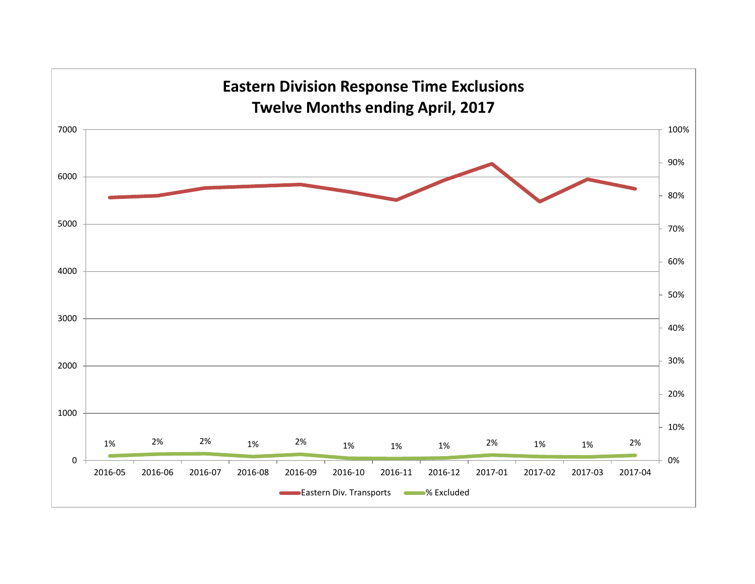# Eastern Division Response Time Exclusions
## Twelve Months ending April, 2017

| Month | % Excluded |
|---|---|
| 2016-05 | 1% |
| 2016-06 | 2% |
| 2016-07 | 2% |
| 2016-08 | 1% |
| 2016-09 | 2% |
| 2016-10 | 1% |
| 2016-11 | 1% |
| 2016-12 | 1% |
| 2017-01 | 2% |
| 2017-02 | 1% |
| 2017-03 | 1% |
| 2017-04 | 2% |

Eastern Div. Transports — % Excluded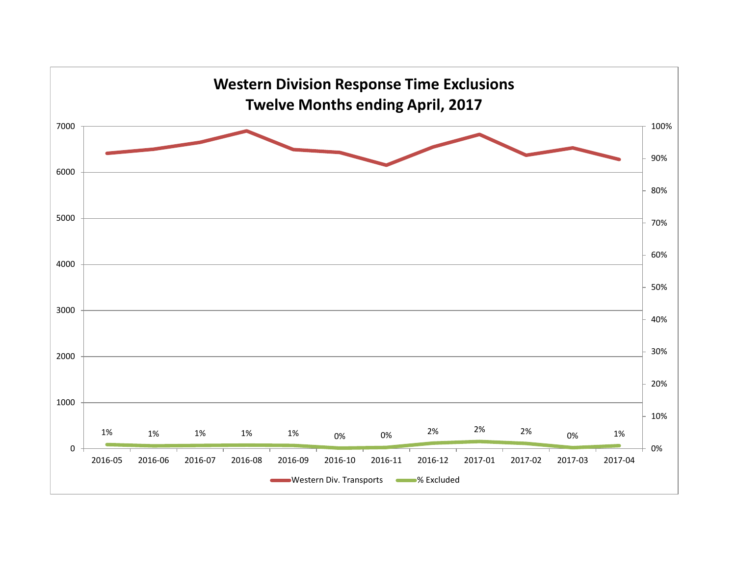Western Division Response Time Exclusions
Twelve Months ending April, 2017

7000
6000
5000
4000
3000
2000
1000
0

100%
90%
80%
70%
60%
50%
40%
30%
20%
10%
0%

1% 1% 1% 1% 1% 0% 0% 2% 2% 2% 0% 1%

2016-05 2016-06 2016-07 2016-08 2016-09 2016-10 2016-11 2016-12 2017-01 2017-02 2017-03 2017-04

Western Div. Transports
% Excluded